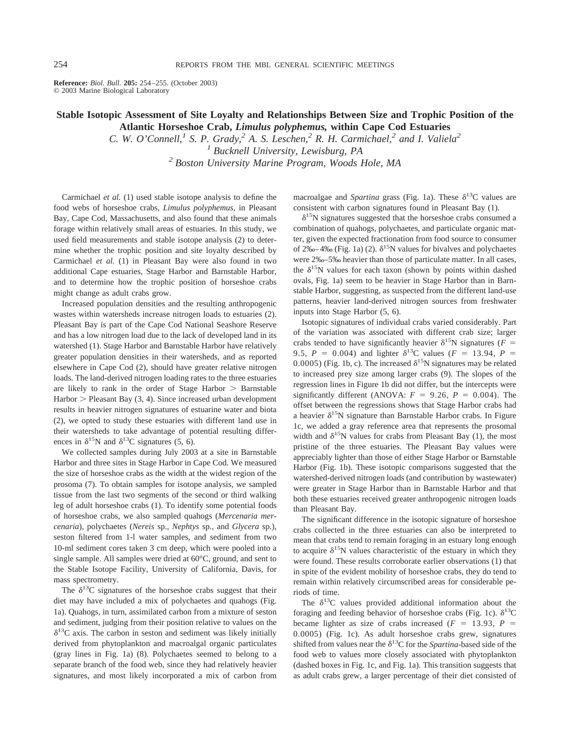**Reference:** *Biol. Bull.* **205:** 254–255. (October 2003)
© 2003 Marine Biological Laboratory

# Stable Isotopic Assessment of Site Loyalty and Relationships Between Size and Trophic Position of the Atlantic Horseshoe Crab, *Limulus polyphemus,* within Cape Cod Estuaries

*C. W. O'Connell,[1] S. P. Grady,[2] A. S. Leschen,[2] R. H. Carmichael,[2] and I. Valiela[2]*

*[1] Bucknell University, Lewisburg, PA*

*[2] Boston University Marine Program, Woods Hole, MA*

Carmichael *et al.* (1) used stable isotope analysis to define the food webs of horseshoe crabs, *Limulus polyphemus,* in Pleasant Bay, Cape Cod, Massachusetts, and also found that these animals forage within relatively small areas of estuaries. In this study, we used field measurements and stable isotope analysis (2) to determine whether the trophic position and site loyalty described by Carmichael *et al.* (1) in Pleasant Bay were also found in two additional Cape estuaries, Stage Harbor and Barnstable Harbor, and to determine how the trophic position of horseshoe crabs might change as adult crabs grow.

Increased population densities and the resulting anthropogenic wastes within watersheds increase nitrogen loads to estuaries (2). Pleasant Bay is part of the Cape Cod National Seashore Reserve and has a low nitrogen load due to the lack of developed land in its watershed (1). Stage Harbor and Barnstable Harbor have relatively greater population densities in their watersheds, and as reported elsewhere in Cape Cod (2), should have greater relative nitrogen loads. The land-derived nitrogen loading rates to the three estuaries are likely to rank in the order of Stage Harbor > Barnstable Harbor > Pleasant Bay (3, 4). Since increased urban development results in heavier nitrogen signatures of estuarine water and biota (2), we opted to study these estuaries with different land use in their watersheds to take advantage of potential resulting differences in $\delta^{15}N$ and $\delta^{13}C$ signatures (5, 6).

We collected samples during July 2003 at a site in Barnstable Harbor and three sites in Stage Harbor in Cape Cod. We measured the size of horseshoe crabs as the width at the widest region of the prosoma (7). To obtain samples for isotope analysis, we sampled tissue from the last two segments of the second or third walking leg of adult horseshoe crabs (1). To identify some potential foods of horseshoe crabs, we also sampled quahogs (*Mercenaria mercenaria*), polychaetes (*Nereis* sp., *Nephtys* sp., and *Glycera* sp.), seston filtered from 1-l water samples, and sediment from two 10-ml sediment cores taken 3 cm deep, which were pooled into a single sample. All samples were dried at 60°C, ground, and sent to the Stable Isotope Facility, University of California, Davis, for mass spectrometry.

The $\delta^{13}C$ signatures of the horseshoe crabs suggest that their diet may have included a mix of polychaetes and quahogs (Fig. 1a). Quahogs, in turn, assimilated carbon from a mixture of seston and sediment, judging from their position relative to values on the $\delta^{13}C$ axis. The carbon in seston and sediment was likely initially derived from phytoplankton and macroalgal organic particulates (gray lines in Fig. 1a) (8). Polychaetes seemed to belong to a separate branch of the food web, since they had relatively heavier signatures, and most likely incorporated a mix of carbon from macroalgae and *Spartina* grass (Fig. 1a). These $\delta^{13}C$ values are consistent with carbon signatures found in Pleasant Bay (1).

$\delta^{15}N$ signatures suggested that the horseshoe crabs consumed a combination of quahogs, polychaetes, and particulate organic matter, given the expected fractionation from food source to consumer of 2‰–4‰ (Fig. 1a) (2). $\delta^{15}N$ values for bivalves and polychaetes were 2‰–5‰ heavier than those of particulate matter. In all cases, the $\delta^{15}N$ values for each taxon (shown by points within dashed ovals, Fig. 1a) seem to be heavier in Stage Harbor than in Barnstable Harbor, suggesting, as suspected from the different land-use patterns, heavier land-derived nitrogen sources from freshwater inputs into Stage Harbor (5, 6).

Isotopic signatures of individual crabs varied considerably. Part of the variation was associated with different crab size; larger crabs tended to have significantly heavier $\delta^{15}N$ signatures ($F$ = 9.5, $P$ = 0.004) and lighter $\delta^{13}C$ values ($F$ = 13.94, $P$ = 0.0005) (Fig. 1b, c). The increased $\delta^{15}N$ signatures may be related to increased prey size among larger crabs (9). The slopes of the regression lines in Figure 1b did not differ, but the intercepts were significantly different (ANOVA: $F$ = 9.26, $P$ = 0.004). The offset between the regressions shows that Stage Harbor crabs had a heavier $\delta^{15}N$ signature than Barnstable Harbor crabs. In Figure 1c, we added a gray reference area that represents the prosomal width and $\delta^{15}N$ values for crabs from Pleasant Bay (1), the most pristine of the three estuaries. The Pleasant Bay values were appreciably lighter than those of either Stage Harbor or Barnstable Harbor (Fig. 1b). These isotopic comparisons suggested that the watershed-derived nitrogen loads (and contribution by wastewater) were greater in Stage Harbor than in Barnstable Harbor and that both these estuaries received greater anthropogenic nitrogen loads than Pleasant Bay.

The significant difference in the isotopic signature of horseshoe crabs collected in the three estuaries can also be interpreted to mean that crabs tend to remain foraging in an estuary long enough to acquire $\delta^{15}N$ values characteristic of the estuary in which they were found. These results corroborate earlier observations (1) that in spite of the evident mobility of horseshoe crabs, they do tend to remain within relatively circumscribed areas for considerable periods of time.

The $\delta^{13}C$ values provided additional information about the foraging and feeding behavior of horseshoe crabs (Fig. 1c). $\delta^{13}C$ became lighter as size of crabs increased ($F$ = 13.93, $P$ = 0.0005) (Fig. 1c). As adult horseshoe crabs grew, signatures shifted from values near the $\delta^{13}C$ for the *Spartina*-based side of the food web to values more closely associated with phytoplankton (dashed boxes in Fig. 1c, and Fig. 1a). This transition suggests that as adult crabs grew, a larger percentage of their diet consisted of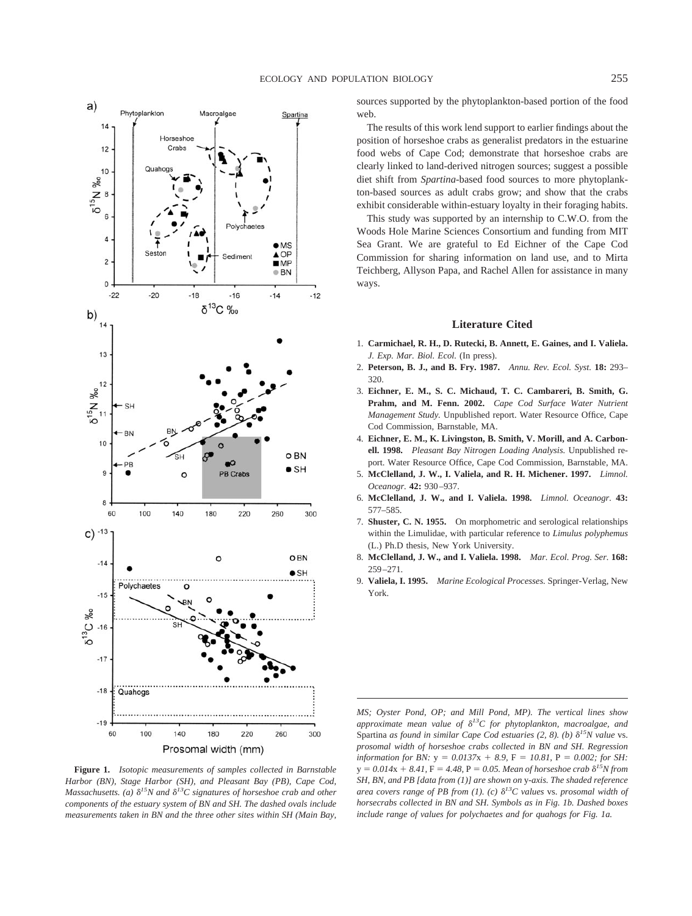sources supported by the phytoplankton-based portion of the food web.

The results of this work lend support to earlier findings about the position of horseshoe crabs as generalist predators in the estuarine food webs of Cape Cod; demonstrate that horseshoe crabs are clearly linked to land-derived nitrogen sources; suggest a possible diet shift from *Spartina*-based food sources to more phytoplankton-based sources as adult crabs grow; and show that the crabs exhibit considerable within-estuary loyalty in their foraging habits.

This study was supported by an internship to C.W.O. from the Woods Hole Marine Sciences Consortium and funding from MIT Sea Grant. We are grateful to Ed Eichner of the Cape Cod Commission for sharing information on land use, and to Mirta Teichberg, Allyson Papa, and Rachel Allen for assistance in many ways.

## Literature Cited

1. **Carmichael, R. H., D. Rutecki, B. Annett, E. Gaines, and I. Valiela.** *J. Exp. Mar. Biol. Ecol.* (In press).
2. **Peterson, B. J., and B. Fry. 1987.** *Annu. Rev. Ecol. Syst.* **18:** 293–320.
3. **Eichner, E. M., S. C. Michaud, T. C. Cambareri, B. Smith, G. Prahm, and M. Fenn. 2002.** *Cape Cod Surface Water Nutrient Management Study.* Unpublished report. Water Resource Office, Cape Cod Commission, Barnstable, MA.
4. **Eichner, E. M., K. Livingston, B. Smith, V. Morill, and A. Carbonell. 1998.** *Pleasant Bay Nitrogen Loading Analysis.* Unpublished report. Water Resource Office, Cape Cod Commission, Barnstable, MA.
5. **McClelland, J. W., I. Valiela, and R. H. Michener. 1997.** *Limnol. Oceanogr.* **42:** 930–937.
6. **McClelland, J. W., and I. Valiela. 1998.** *Limnol. Oceanogr.* **43:** 577–585.
7. **Shuster, C. N. 1955.** On morphometric and serological relationships within the Limulidae, with particular reference to *Limulus polyphemus* (L.) Ph.D thesis, New York University.
8. **McClelland, J. W., and I. Valiela. 1998.** *Mar. Ecol. Prog. Ser.* **168:** 259–271.
9. **Valiela, I. 1995.** *Marine Ecological Processes.* Springer-Verlag, New York.

a)
Phytoplankton
Macroalgae
Spartina
Horseshoe Crabs
Quahogs
Polychaetes
Seston
Sediment
MS
OP
MP
BN
$\delta^{15}$N ‰
$\delta^{13}$C ‰

b)
SH
BN
PB
PB Crabs
BN
SH
$\delta^{15}$N ‰

c)
Polychaetes
Quahogs
BN
SH
$\delta^{13}$C ‰
Prosomal width (mm)

**Figure 1.** *Isotopic measurements of samples collected in Barnstable Harbor (BN), Stage Harbor (SH), and Pleasant Bay (PB), Cape Cod, Massachusetts. (a) $\delta^{15}N$ and $\delta^{13}C$ signatures of horseshoe crab and other components of the estuary system of BN and SH. The dashed ovals include measurements taken in BN and the three other sites within SH (Main Bay, MS; Oyster Pond, OP; and Mill Pond, MP). The vertical lines show approximate mean value of $\delta^{13}C$ for phytoplankton, macroalgae, and* Spartina *as found in similar Cape Cod estuaries (2, 8). (b) $\delta^{15}N$ value* vs. *prosomal width of horseshoe crabs collected in BN and SH. Regression information for BN:* $y = 0.0137x + 8.9$, $F = 10.81$, $P = 0.002$; *for SH:* $y = 0.014x + 8.41$, $F = 4.48$, $P = 0.05$. *Mean of horseshoe crab $\delta^{15}N$ from SH, BN, and PB [data from (1)] are shown on* y*-axis. The shaded reference area covers range of PB from (1). (c) $\delta^{13}C$ values* vs. *prosomal width of horsecrabs collected in BN and SH. Symbols as in Fig. 1b. Dashed boxes include range of values for polychaetes and for quahogs for Fig. 1a.*